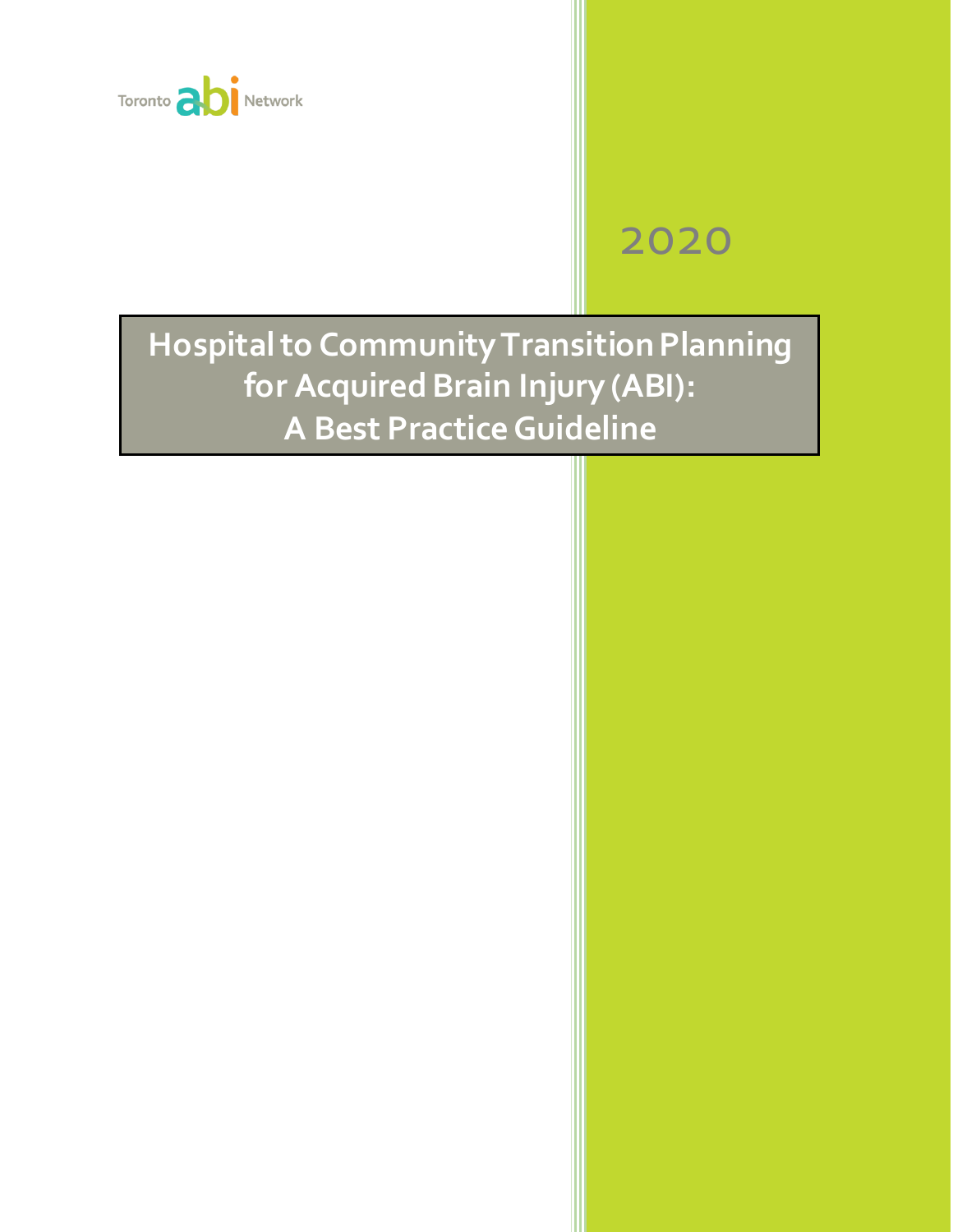Toronto abi Network

2020

# Hospital to Community Transition Planning for Acquired Brain Injury (ABI): A Best Practice Guideline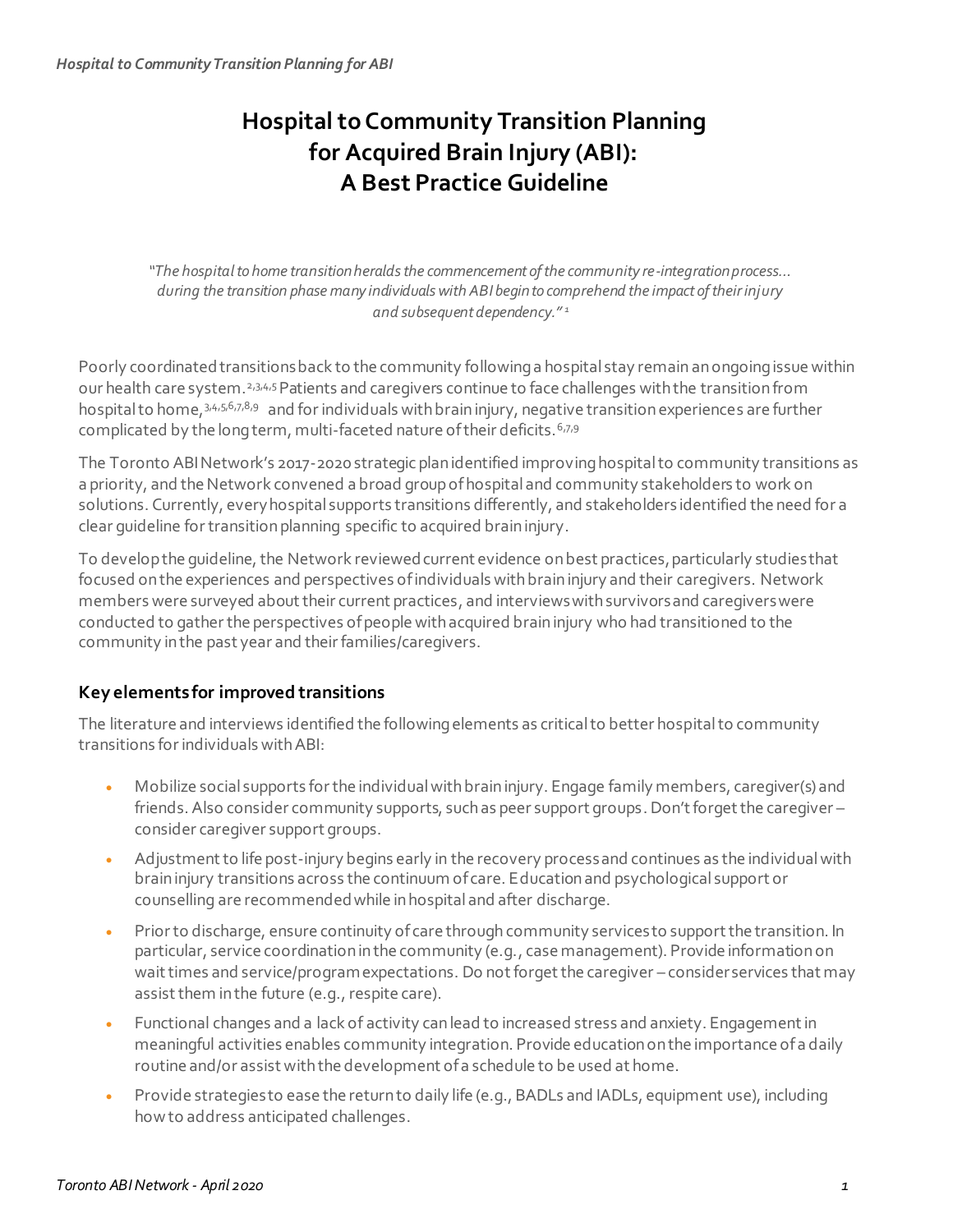// Hospital to Community Transition Planning for Acquired Brain Injury (ABI): A Best Practice Guideline

# Hospital to Community Transition Planning for Acquired Brain Injury (ABI): A Best Practice Guideline

*"The hospital to home transition heralds the commencement of the community re-integration process... during the transition phase many individuals with ABI begin to comprehend the impact of their injury and subsequent dependency."* [1]

Poorly coordinated transitions back to the community following a hospital stay remain an ongoing issue within our health care system.[2,3,4,5] Patients and caregivers continue to face challenges with the transition from hospital to home,[3,4,5,6,7,8,9] and for individuals with brain injury, negative transition experiences are further complicated by the long term, multi-faceted nature of their deficits.[6,7,9]

The Toronto ABI Network's 2017-2020 strategic plan identified improving hospital to community transitions as a priority, and the Network convened a broad group of hospital and community stakeholders to work on solutions. Currently, every hospital supports transitions differently, and stakeholders identified the need for a clear guideline for transition planning specific to acquired brain injury.

To develop the guideline, the Network reviewed current evidence on best practices, particularly studies that focused on the experiences and perspectives of individuals with brain injury and their caregivers. Network members were surveyed about their current practices, and interviews with survivors and caregivers were conducted to gather the perspectives of people with acquired brain injury who had transitioned to the community in the past year and their families/caregivers.

### Key elements for improved transitions

The literature and interviews identified the following elements as critical to better hospital to community transitions for individuals with ABI:

- Mobilize social supports for the individual with brain injury. Engage family members, caregiver(s) and friends. Also consider community supports, such as peer support groups. Don't forget the caregiver – consider caregiver support groups.
- Adjustment to life post-injury begins early in the recovery process and continues as the individual with brain injury transitions across the continuum of care. Education and psychological support or counselling are recommended while in hospital and after discharge.
- Prior to discharge, ensure continuity of care through community services to support the transition. In particular, service coordination in the community (e.g., case management). Provide information on wait times and service/program expectations. Do not forget the caregiver – consider services that may assist them in the future (e.g., respite care).
- Functional changes and a lack of activity can lead to increased stress and anxiety. Engagement in meaningful activities enables community integration. Provide education on the importance of a daily routine and/or assist with the development of a schedule to be used at home.
- Provide strategies to ease the return to daily life (e.g., BADLs and IADLs, equipment use), including how to address anticipated challenges.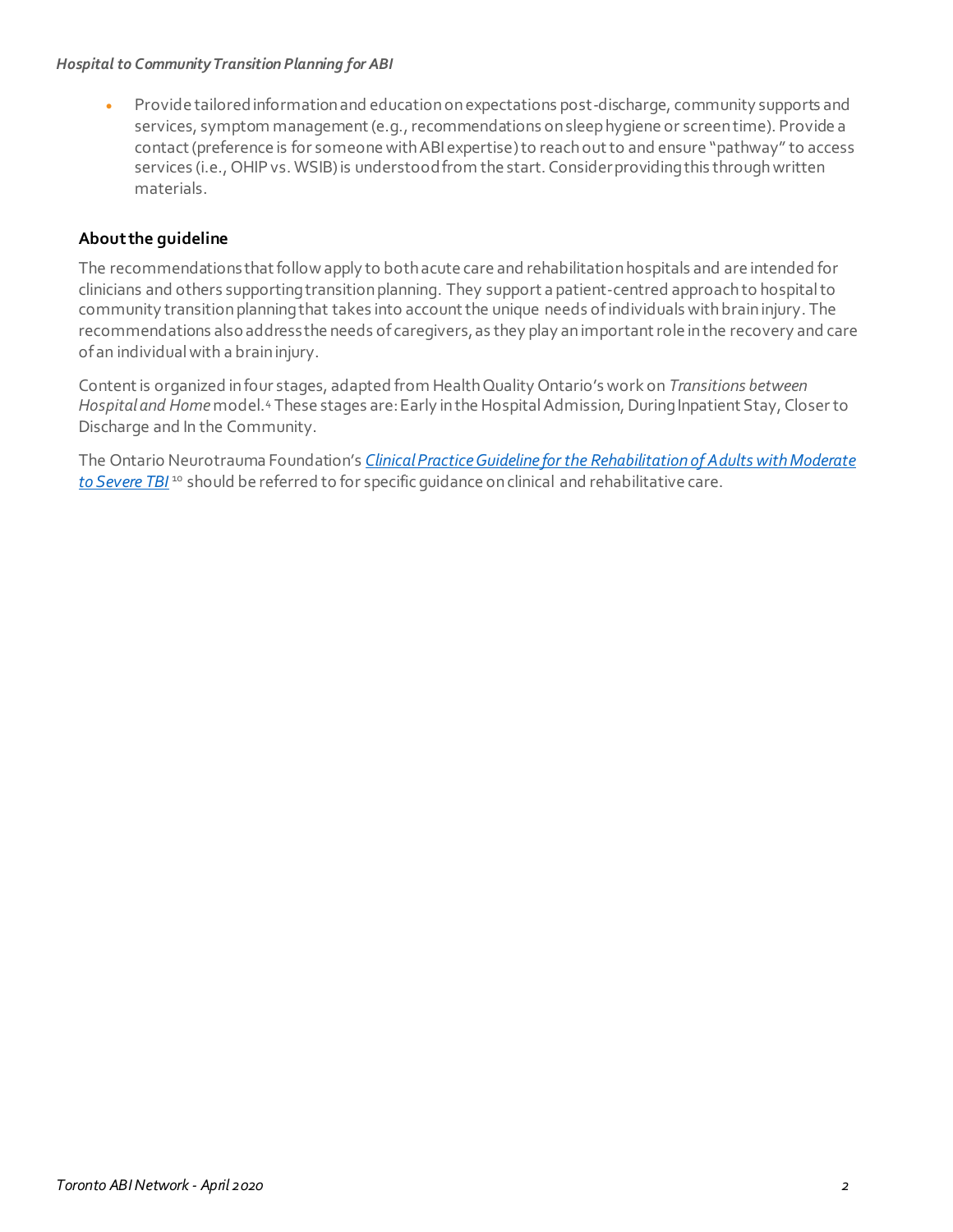- Provide tailored information and education on expectations post-discharge, community supports and services, symptom management (e.g., recommendations on sleep hygiene or screen time). Provide a contact (preference is for someone with ABI expertise) to reach out to and ensure "pathway" to access services (i.e., OHIP vs. WSIB) is understood from the start. Consider providing this through written materials.

### About the guideline

The recommendations that follow apply to both acute care and rehabilitation hospitals and are intended for clinicians and others supporting transition planning. They support a patient-centred approach to hospital to community transition planning that takes into account the unique needs of individuals with brain injury. The recommendations also address the needs of caregivers, as they play an important role in the recovery and care of an individual with a brain injury.

Content is organized in four stages, adapted from Health Quality Ontario's work on *Transitions between Hospital and Home* model.[4] These stages are: Early in the Hospital Admission, During Inpatient Stay, Closer to Discharge and In the Community.

The Ontario Neurotrauma Foundation's *Clinical Practice Guideline for the Rehabilitation of Adults with Moderate to Severe TBI* [10] should be referred to for specific guidance on clinical and rehabilitative care.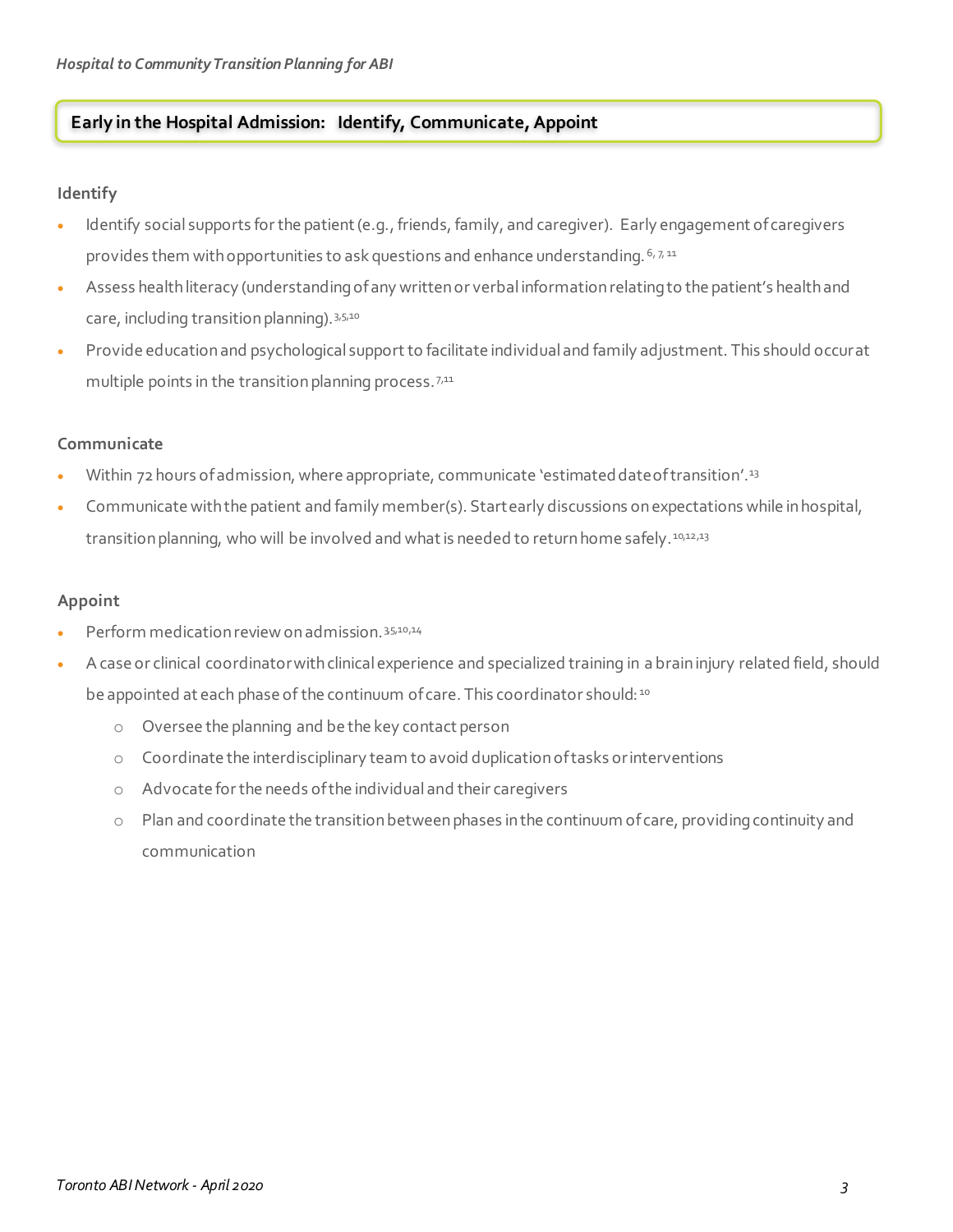## Early in the Hospital Admission: Identify, Communicate, Appoint

### Identify

- Identify social supports for the patient (e.g., friends, family, and caregiver). Early engagement of caregivers provides them with opportunities to ask questions and enhance understanding.[6, 7, 11]
- Assess health literacy (understanding of any written or verbal information relating to the patient's health and care, including transition planning).[3,5,10]
- Provide education and psychological support to facilitate individual and family adjustment. This should occur at multiple points in the transition planning process.[7,11]

### Communicate

- Within 72 hours of admission, where appropriate, communicate 'estimated date of transition'.[13]
- Communicate with the patient and family member(s). Start early discussions on expectations while in hospital, transition planning, who will be involved and what is needed to return home safely.[10,12,13]

### Appoint

- Perform medication review on admission.[3,5,10,14]
- A case or clinical coordinator with clinical experience and specialized training in a brain injury related field, should be appointed at each phase of the continuum of care. This coordinator should:[10]
  - Oversee the planning and be the key contact person
  - Coordinate the interdisciplinary team to avoid duplication of tasks or interventions
  - Advocate for the needs of the individual and their caregivers
  - Plan and coordinate the transition between phases in the continuum of care, providing continuity and communication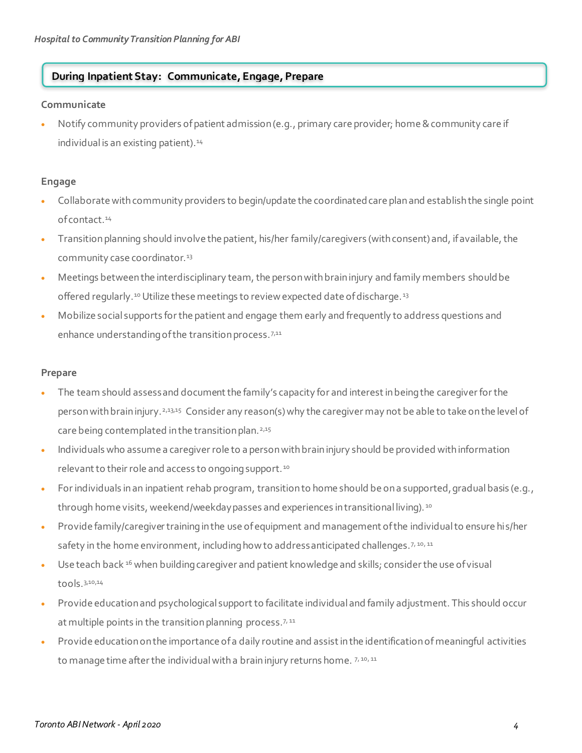## During Inpatient Stay: Communicate, Engage, Prepare

### Communicate

- Notify community providers of patient admission (e.g., primary care provider; home & community care if individual is an existing patient).[14]

### Engage

- Collaborate with community providers to begin/update the coordinated care plan and establish the single point of contact.[14]
- Transition planning should involve the patient, his/her family/caregivers (with consent) and, if available, the community case coordinator.[13]
- Meetings between the interdisciplinary team, the person with brain injury and family members should be offered regularly.[10] Utilize these meetings to review expected date of discharge.[13]
- Mobilize social supports for the patient and engage them early and frequently to address questions and enhance understanding of the transition process.[7,11]

### Prepare

- The team should assess and document the family's capacity for and interest in being the caregiver for the person with brain injury.[2,13,15] Consider any reason(s) why the caregiver may not be able to take on the level of care being contemplated in the transition plan.[2,15]
- Individuals who assume a caregiver role to a person with brain injury should be provided with information relevant to their role and access to ongoing support.[10]
- For individuals in an inpatient rehab program, transition to home should be on a supported, gradual basis (e.g., through home visits, weekend/weekday passes and experiences in transitional living).[10]
- Provide family/caregiver training in the use of equipment and management of the individual to ensure his/her safety in the home environment, including how to address anticipated challenges.[7, 10, 11]
- Use teach back [16] when building caregiver and patient knowledge and skills; consider the use of visual tools.[3,10,14]
- Provide education and psychological support to facilitate individual and family adjustment. This should occur at multiple points in the transition planning process.[7, 11]
- Provide education on the importance of a daily routine and assist in the identification of meaningful activities to manage time after the individual with a brain injury returns home. [7, 10, 11]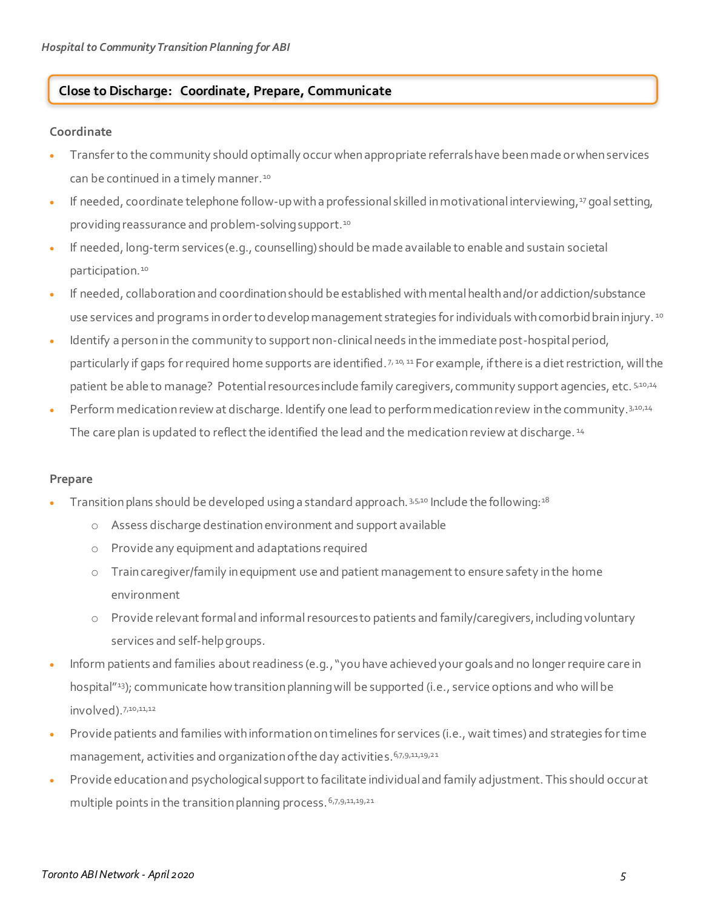## Close to Discharge: Coordinate, Prepare, Communicate

### Coordinate

- Transfer to the community should optimally occur when appropriate referrals have been made or when services can be continued in a timely manner.[10]
- If needed, coordinate telephone follow-up with a professional skilled in motivational interviewing,[17] goal setting, providing reassurance and problem-solving support.[10]
- If needed, long-term services (e.g., counselling) should be made available to enable and sustain societal participation.[10]
- If needed, collaboration and coordination should be established with mental health and/or addiction/substance use services and programs in order to develop management strategies for individuals with comorbid brain injury.[10]
- Identify a person in the community to support non-clinical needs in the immediate post-hospital period, particularly if gaps for required home supports are identified.[7,10,11] For example, if there is a diet restriction, will the patient be able to manage? Potential resources include family caregivers, community support agencies, etc.[5,10,14]
- Perform medication review at discharge. Identify one lead to perform medication review in the community.[3,10,14] The care plan is updated to reflect the identified the lead and the medication review at discharge.[14]

### Prepare

- Transition plans should be developed using a standard approach.[3,5,10] Include the following:[18]
  - Assess discharge destination environment and support available
  - Provide any equipment and adaptations required
  - Train caregiver/family in equipment use and patient management to ensure safety in the home environment
  - Provide relevant formal and informal resources to patients and family/caregivers, including voluntary services and self-help groups.
- Inform patients and families about readiness (e.g., "you have achieved your goals and no longer require care in hospital"[13]); communicate how transition planning will be supported (i.e., service options and who will be involved).[7,10,11,12]
- Provide patients and families with information on timelines for services (i.e., wait times) and strategies for time management, activities and organization of the day activities.[6,7,9,11,19,21]
- Provide education and psychological support to facilitate individual and family adjustment. This should occur at multiple points in the transition planning process.[6,7,9,11,19,21]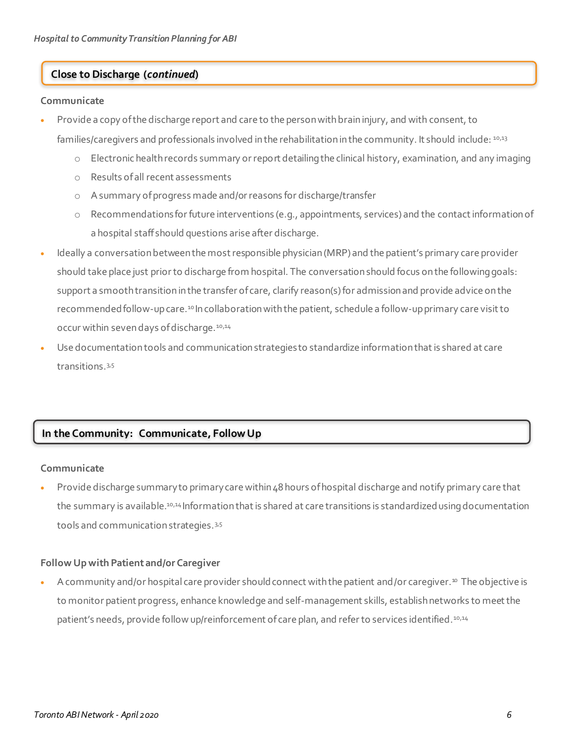## Close to Discharge (*continued*)

### Communicate

- Provide a copy of the discharge report and care to the person with brain injury, and with consent, to families/caregivers and professionals involved in the rehabilitation in the community. It should include: [10,13]
  - Electronic health records summary or report detailing the clinical history, examination, and any imaging
  - Results of all recent assessments
  - A summary of progress made and/or reasons for discharge/transfer
  - Recommendations for future interventions (e.g., appointments, services) and the contact information of a hospital staff should questions arise after discharge.
- Ideally a conversation between the most responsible physician (MRP) and the patient's primary care provider should take place just prior to discharge from hospital. The conversation should focus on the following goals: support a smooth transition in the transfer of care, clarify reason(s) for admission and provide advice on the recommended follow-up care.[10] In collaboration with the patient, schedule a follow-up primary care visit to occur within seven days of discharge.[10,14]
- Use documentation tools and communication strategies to standardize information that is shared at care transitions.[3,5]

## In the Community: Communicate, Follow Up

### Communicate

- Provide discharge summary to primary care within 48 hours of hospital discharge and notify primary care that the summary is available.[10,14] Information that is shared at care transitions is standardized using documentation tools and communication strategies.[3,5]

### Follow Up with Patient and/or Caregiver

- A community and/or hospital care provider should connect with the patient and/or caregiver.[10] The objective is to monitor patient progress, enhance knowledge and self-management skills, establish networks to meet the patient's needs, provide follow up/reinforcement of care plan, and refer to services identified.[10,14]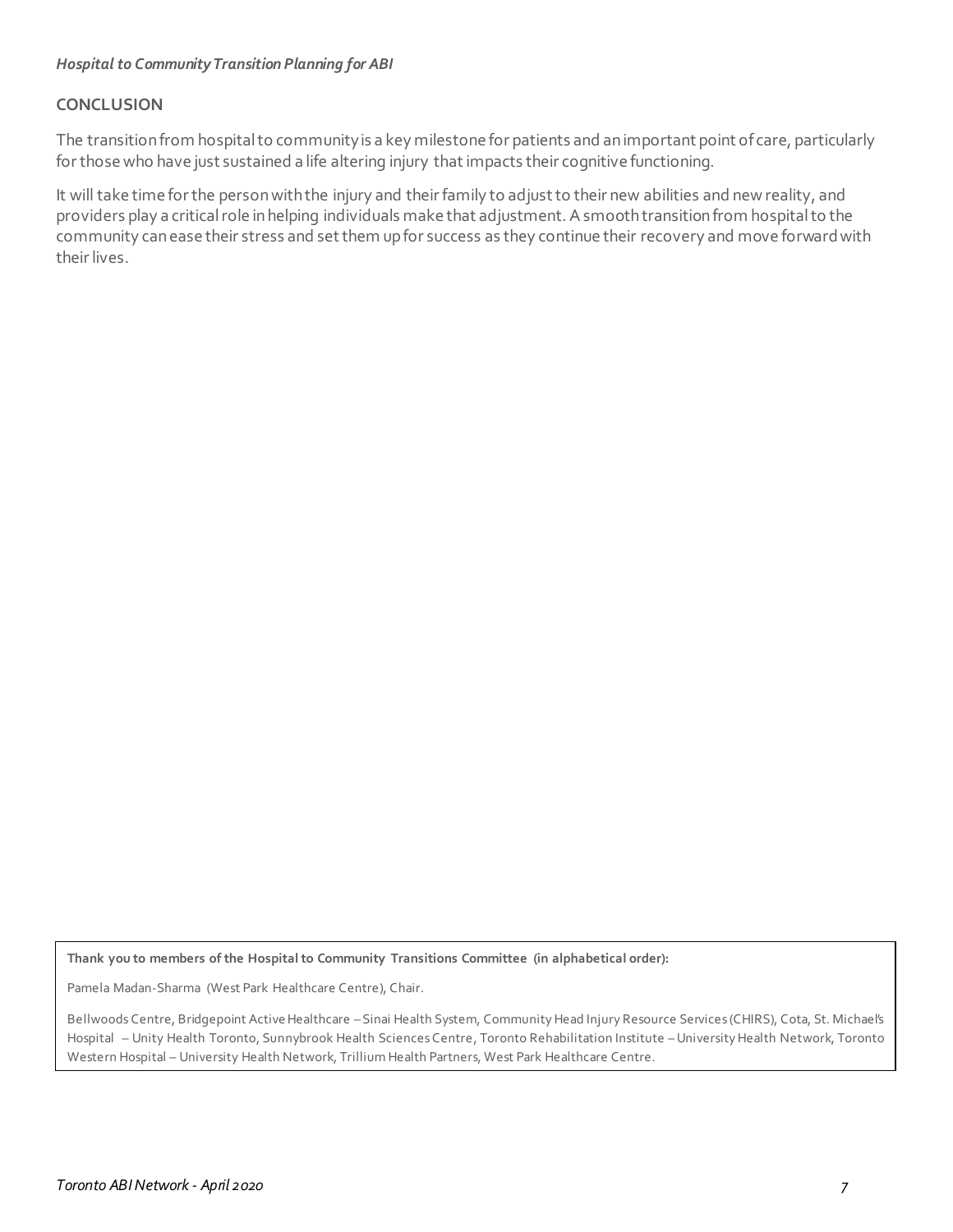## CONCLUSION

The transition from hospital to community is a key milestone for patients and an important point of care, particularly for those who have just sustained a life altering injury that impacts their cognitive functioning.

It will take time for the person with the injury and their family to adjust to their new abilities and new reality, and providers play a critical role in helping individuals make that adjustment. A smooth transition from hospital to the community can ease their stress and set them up for success as they continue their recovery and move forward with their lives.

**Thank you to members of the Hospital to Community Transitions Committee (in alphabetical order):**

Pamela Madan-Sharma (West Park Healthcare Centre), Chair.

Bellwoods Centre, Bridgepoint Active Healthcare – Sinai Health System, Community Head Injury Resource Services (CHIRS), Cota, St. Michael's Hospital – Unity Health Toronto, Sunnybrook Health Sciences Centre, Toronto Rehabilitation Institute – University Health Network, Toronto Western Hospital – University Health Network, Trillium Health Partners, West Park Healthcare Centre.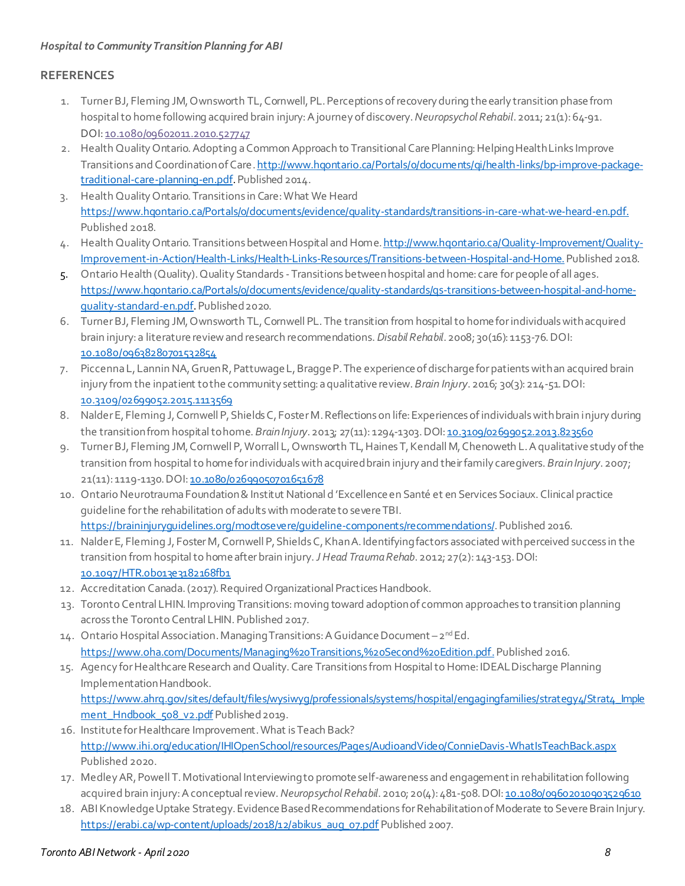## REFERENCES

1. Turner BJ, Fleming JM, Ownsworth TL, Cornwell, PL. Perceptions of recovery during the early transition phase from hospital to home following acquired brain injury: A journey of discovery. *Neuropsychol Rehabil*. 2011; 21(1): 64-91. DOI: 10.1080/09602011.2010.527747
2. Health Quality Ontario. Adopting a Common Approach to Transitional Care Planning: Helping Health Links Improve Transitions and Coordination of Care. http://www.hqontario.ca/Portals/0/documents/qi/health-links/bp-improve-package-traditional-care-planning-en.pdf. Published 2014.
3. Health Quality Ontario. Transitions in Care: What We Heard https://www.hqontario.ca/Portals/0/documents/evidence/quality-standards/transitions-in-care-what-we-heard-en.pdf. Published 2018.
4. Health Quality Ontario. Transitions between Hospital and Home. http://www.hqontario.ca/Quality-Improvement/Quality-Improvement-in-Action/Health-Links/Health-Links-Resources/Transitions-between-Hospital-and-Home. Published 2018.
5. Ontario Health (Quality). Quality Standards - Transitions between hospital and home: care for people of all ages. https://www.hqontario.ca/Portals/0/documents/evidence/quality-standards/qs-transitions-between-hospital-and-home-quality-standard-en.pdf. Published 2020.
6. Turner BJ, Fleming JM, Ownsworth TL, Cornwell PL. The transition from hospital to home for individuals with acquired brain injury: a literature review and research recommendations. *Disabil Rehabil*. 2008; 30(16): 1153-76. DOI: 10.1080/09638280701532854
7. Piccenna L, Lannin NA, Gruen R, Pattuwage L, Bragge P. The experience of discharge for patients with an acquired brain injury from the inpatient to the community setting: a qualitative review. *Brain Injury*. 2016; 30(3): 214-51. DOI: 10.3109/02699052.2015.1113569
8. Nalder E, Fleming J, Cornwell P, Shields C, Foster M. Reflections on life: Experiences of individuals with brain injury during the transition from hospital to home. *Brain Injury*. 2013; 27(11): 1294-1303. DOI: 10.3109/02699052.2013.823560
9. Turner BJ, Fleming JM, Cornwell P, Worrall L, Ownsworth TL, Haines T, Kendall M, Chenoweth L. A qualitative study of the transition from hospital to home for individuals with acquired brain injury and their family caregivers. *Brain Injury*. 2007; 21(11): 1119-1130. DOI: 10.1080/02699050701651678
10. Ontario Neurotrauma Foundation & Institut National d'Excellence en Santé et en Services Sociaux. Clinical practice guideline for the rehabilitation of adults with moderate to severe TBI. https://braininjuryguidelines.org/modtosevere/guideline-components/recommendations/. Published 2016.
11. Nalder E, Fleming J, Foster M, Cornwell P, Shields C, Khan A. Identifying factors associated with perceived success in the transition from hospital to home after brain injury. *J Head Trauma Rehab*. 2012; 27(2): 143-153. DOI: 10.1097/HTR.0b013e3182168fb1
12. Accreditation Canada. (2017). Required Organizational Practices Handbook.
13. Toronto Central LHIN. Improving Transitions: moving toward adoption of common approaches to transition planning across the Toronto Central LHIN. Published 2017.
14. Ontario Hospital Association. Managing Transitions: A Guidance Document – 2nd Ed. https://www.oha.com/Documents/Managing%20Transitions,%20Second%20Edition.pdf. Published 2016.
15. Agency for Healthcare Research and Quality. Care Transitions from Hospital to Home: IDEAL Discharge Planning Implementation Handbook. https://www.ahrq.gov/sites/default/files/wysiwyg/professionals/systems/hospital/engagingfamilies/strategy4/Strat4_Implement_Hndbook_508_v2.pdf Published 2019.
16. Institute for Healthcare Improvement. What is Teach Back? http://www.ihi.org/education/IHIOpenSchool/resources/Pages/AudioandVideo/ConnieDavis-WhatIsTeachBack.aspx Published 2020.
17. Medley AR, Powell T. Motivational Interviewing to promote self-awareness and engagement in rehabilitation following acquired brain injury: A conceptual review. *Neuropsychol Rehabil*. 2010; 20(4): 481-508. DOI: 10.1080/09602010903529610
18. ABI Knowledge Uptake Strategy. Evidence Based Recommendations for Rehabilitation of Moderate to Severe Brain Injury. https://erabi.ca/wp-content/uploads/2018/12/abikus_aug_07.pdf Published 2007.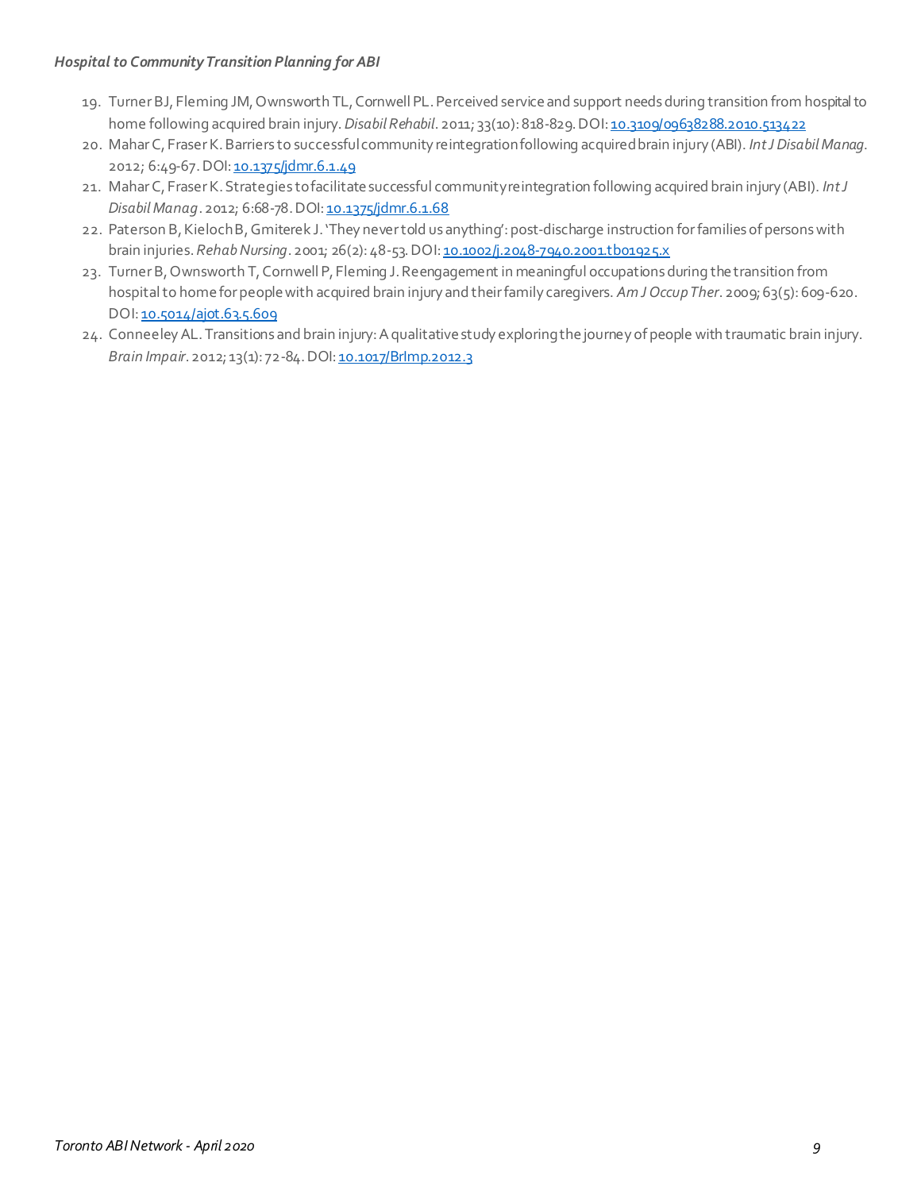19. Turner BJ, Fleming JM, Ownsworth TL, Cornwell PL. Perceived service and support needs during transition from hospital to home following acquired brain injury. *Disabil Rehabil*. 2011; 33(10): 818-829. DOI: 10.3109/09638288.2010.513422
20. Mahar C, Fraser K. Barriers to successful community reintegration following acquired brain injury (ABI). *Int J Disabil Manag*. 2012; 6:49-67. DOI: 10.1375/jdmr.6.1.49
21. Mahar C, Fraser K. Strategies to facilitate successful community reintegration following acquired brain injury (ABI). *Int J Disabil Manag*. 2012; 6:68-78. DOI: 10.1375/jdmr.6.1.68
22. Paterson B, Kieloch B, Gmiterek J. 'They never told us anything': post-discharge instruction for families of persons with brain injuries. *Rehab Nursing*. 2001; 26(2): 48-53. DOI: 10.1002/j.2048-7940.2001.tb01925.x
23. Turner B, Ownsworth T, Cornwell P, Fleming J. Reengagement in meaningful occupations during the transition from hospital to home for people with acquired brain injury and their family caregivers. *Am J Occup Ther*. 2009; 63(5): 609-620. DOI: 10.5014/ajot.63.5.609
24. Conneeley AL. Transitions and brain injury: A qualitative study exploring the journey of people with traumatic brain injury. *Brain Impair*. 2012; 13(1): 72-84. DOI: 10.1017/BrImp.2012.3